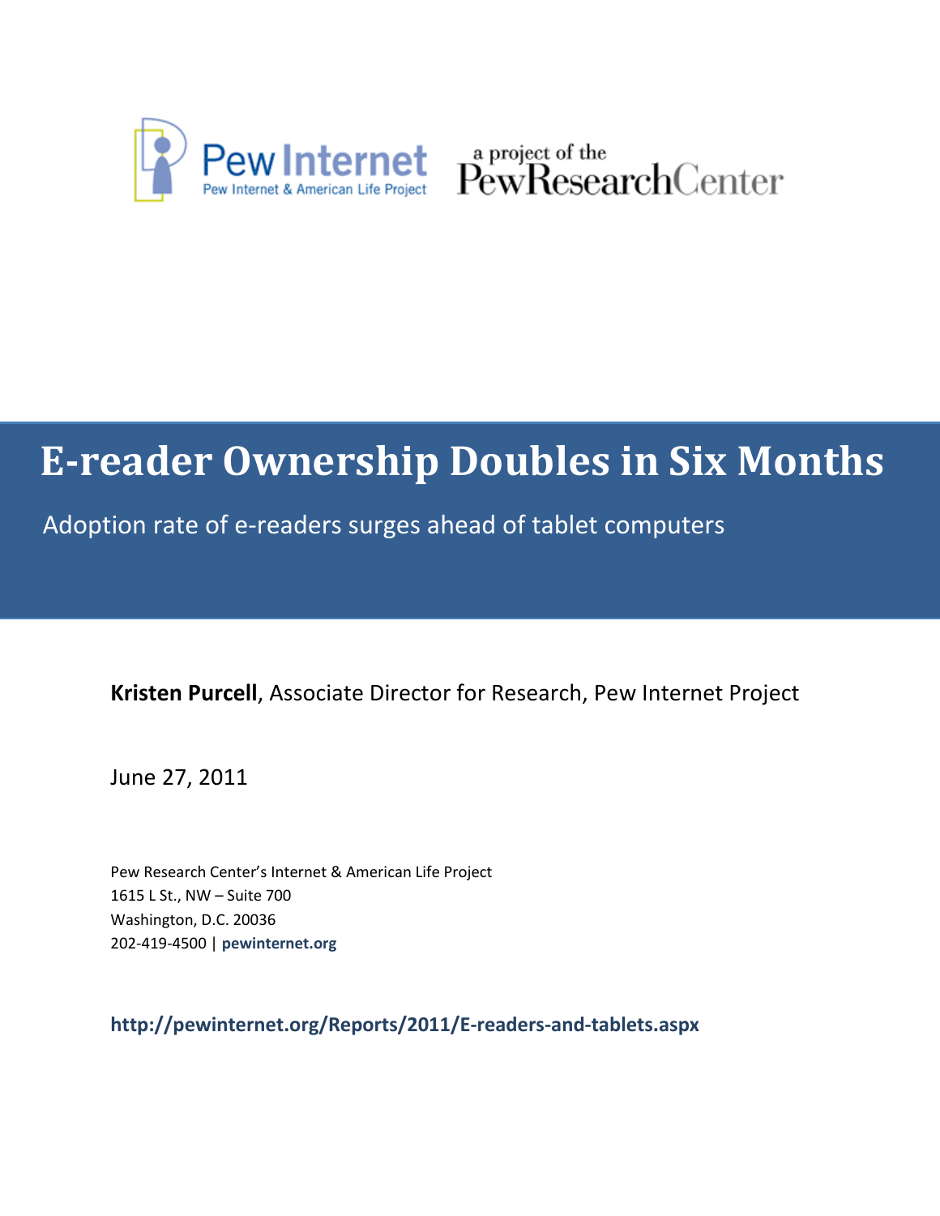Pew Internet
Pew Internet & American Life Project

a project of the PewResearchCenter

# E-reader Ownership Doubles in Six Months

Adoption rate of e-readers surges ahead of tablet computers

**Kristen Purcell**, Associate Director for Research, Pew Internet Project

June 27, 2011

Pew Research Center's Internet & American Life Project
1615 L St., NW – Suite 700
Washington, D.C. 20036
202-419-4500 | **pewinternet.org**

**http://pewinternet.org/Reports/2011/E-readers-and-tablets.aspx**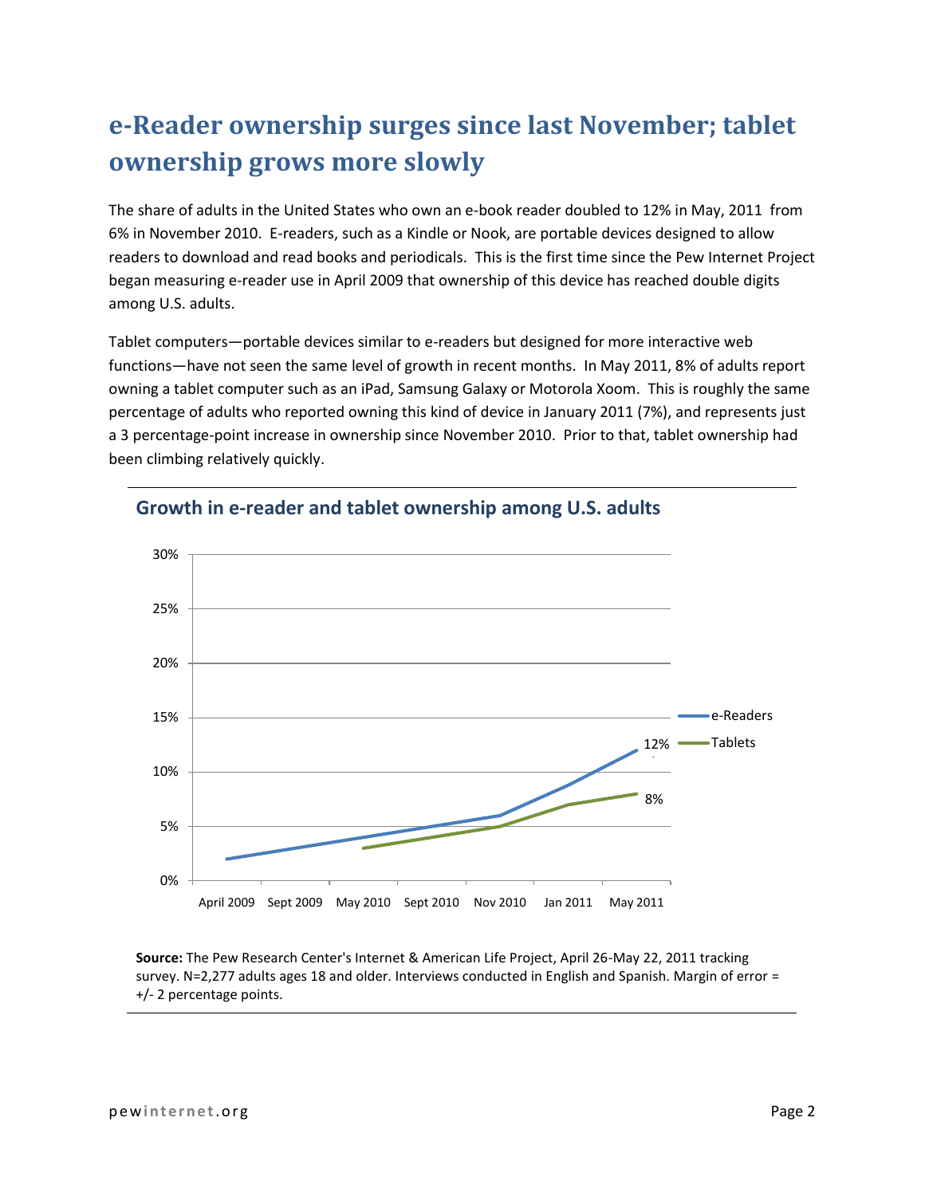# e-Reader ownership surges since last November; tablet ownership grows more slowly

The share of adults in the United States who own an e-book reader doubled to 12% in May, 2011 from 6% in November 2010. E-readers, such as a Kindle or Nook, are portable devices designed to allow readers to download and read books and periodicals. This is the first time since the Pew Internet Project began measuring e-reader use in April 2009 that ownership of this device has reached double digits among U.S. adults.

Tablet computers—portable devices similar to e-readers but designed for more interactive web functions—have not seen the same level of growth in recent months. In May 2011, 8% of adults report owning a tablet computer such as an iPad, Samsung Galaxy or Motorola Xoom. This is roughly the same percentage of adults who reported owning this kind of device in January 2011 (7%), and represents just a 3 percentage-point increase in ownership since November 2010. Prior to that, tablet ownership had been climbing relatively quickly.

**Growth in e-reader and tablet ownership among U.S. adults**

**Source:** The Pew Research Center's Internet & American Life Project, April 26-May 22, 2011 tracking survey. N=2,277 adults ages 18 and older. Interviews conducted in English and Spanish. Margin of error = +/- 2 percentage points.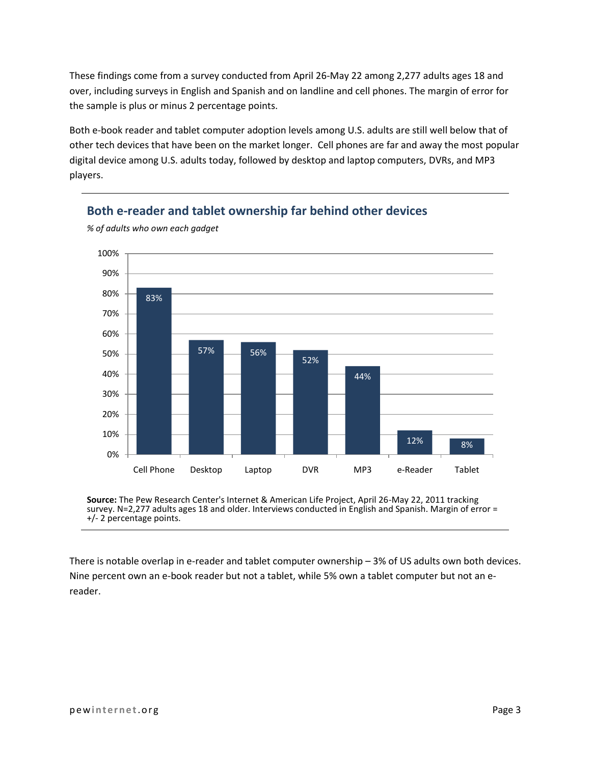These findings come from a survey conducted from April 26-May 22 among 2,277 adults ages 18 and over, including surveys in English and Spanish and on landline and cell phones. The margin of error for the sample is plus or minus 2 percentage points.

Both e-book reader and tablet computer adoption levels among U.S. adults are still well below that of other tech devices that have been on the market longer. Cell phones are far and away the most popular digital device among U.S. adults today, followed by desktop and laptop computers, DVRs, and MP3 players.

### Both e-reader and tablet ownership far behind other devices

*% of adults who own each gadget*

| Device | % |
|---|---|
| Cell Phone | 83% |
| Desktop | 57% |
| Laptop | 56% |
| DVR | 52% |
| MP3 | 44% |
| e-Reader | 12% |
| Tablet | 8% |

**Source:** The Pew Research Center's Internet & American Life Project, April 26-May 22, 2011 tracking survey. N=2,277 adults ages 18 and older. Interviews conducted in English and Spanish. Margin of error = +/- 2 percentage points.

There is notable overlap in e-reader and tablet computer ownership – 3% of US adults own both devices. Nine percent own an e-book reader but not a tablet, while 5% own a tablet computer but not an e-reader.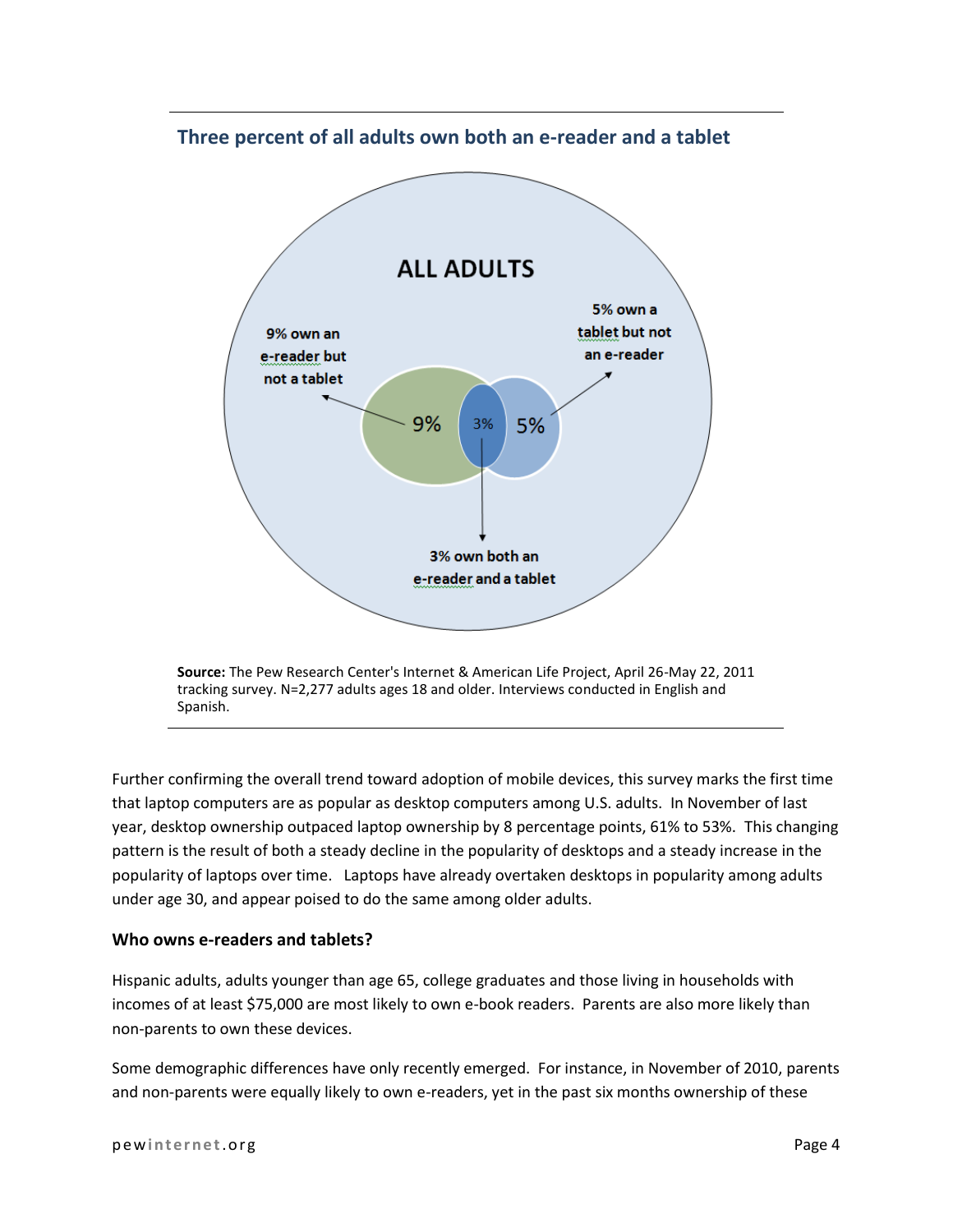### Three percent of all adults own both an e-reader and a tablet

ALL ADULTS

9% own an e-reader but not a tablet

5% own a tablet but not an e-reader

3% own both an e-reader and a tablet

**Source:** The Pew Research Center's Internet & American Life Project, April 26-May 22, 2011 tracking survey. N=2,277 adults ages 18 and older. Interviews conducted in English and Spanish.

Further confirming the overall trend toward adoption of mobile devices, this survey marks the first time that laptop computers are as popular as desktop computers among U.S. adults. In November of last year, desktop ownership outpaced laptop ownership by 8 percentage points, 61% to 53%. This changing pattern is the result of both a steady decline in the popularity of desktops and a steady increase in the popularity of laptops over time. Laptops have already overtaken desktops in popularity among adults under age 30, and appear poised to do the same among older adults.

#### Who owns e-readers and tablets?

Hispanic adults, adults younger than age 65, college graduates and those living in households with incomes of at least $75,000 are most likely to own e-book readers. Parents are also more likely than non-parents to own these devices.

Some demographic differences have only recently emerged. For instance, in November of 2010, parents and non-parents were equally likely to own e-readers, yet in the past six months ownership of these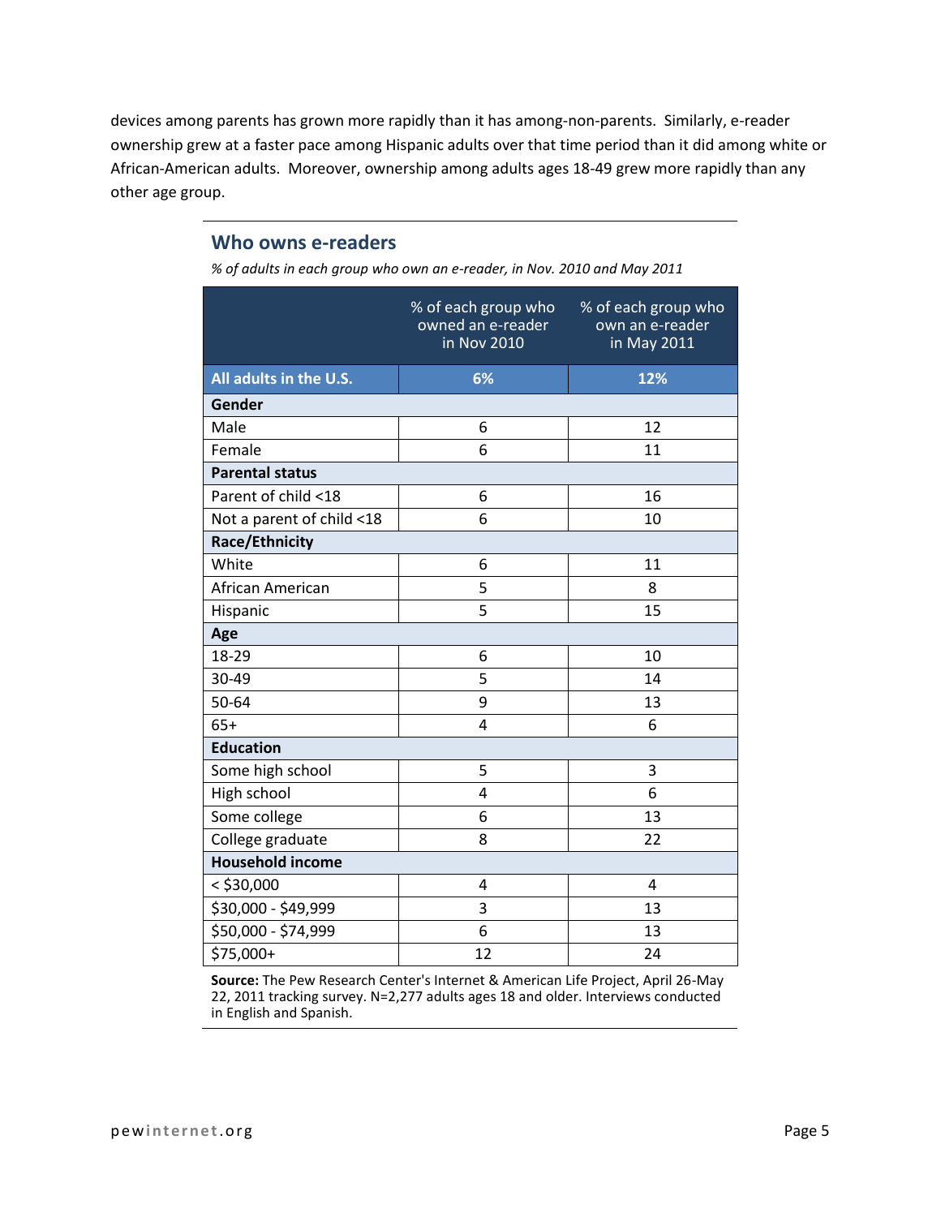devices among parents has grown more rapidly than it has among-non-parents. Similarly, e-reader ownership grew at a faster pace among Hispanic adults over that time period than it did among white or African-American adults. Moreover, ownership among adults ages 18-49 grew more rapidly than any other age group.

## Who owns e-readers

*% of adults in each group who own an e-reader, in Nov. 2010 and May 2011*

| | % of each group who owned an e-reader in Nov 2010 | % of each group who own an e-reader in May 2011 |
|---|---|---|
| **All adults in the U.S.** | **6%** | **12%** |
| **Gender** | | |
| Male | 6 | 12 |
| Female | 6 | 11 |
| **Parental status** | | |
| Parent of child <18 | 6 | 16 |
| Not a parent of child <18 | 6 | 10 |
| **Race/Ethnicity** | | |
| White | 6 | 11 |
| African American | 5 | 8 |
| Hispanic | 5 | 15 |
| **Age** | | |
| 18-29 | 6 | 10 |
| 30-49 | 5 | 14 |
| 50-64 | 9 | 13 |
| 65+ | 4 | 6 |
| **Education** | | |
| Some high school | 5 | 3 |
| High school | 4 | 6 |
| Some college | 6 | 13 |
| College graduate | 8 | 22 |
| **Household income** | | |
| < $30,000 | 4 | 4 |
| $30,000 - $49,999 | 3 | 13 |
| $50,000 - $74,999 | 6 | 13 |
| $75,000+ | 12 | 24 |

**Source:** The Pew Research Center's Internet & American Life Project, April 26-May 22, 2011 tracking survey. N=2,277 adults ages 18 and older. Interviews conducted in English and Spanish.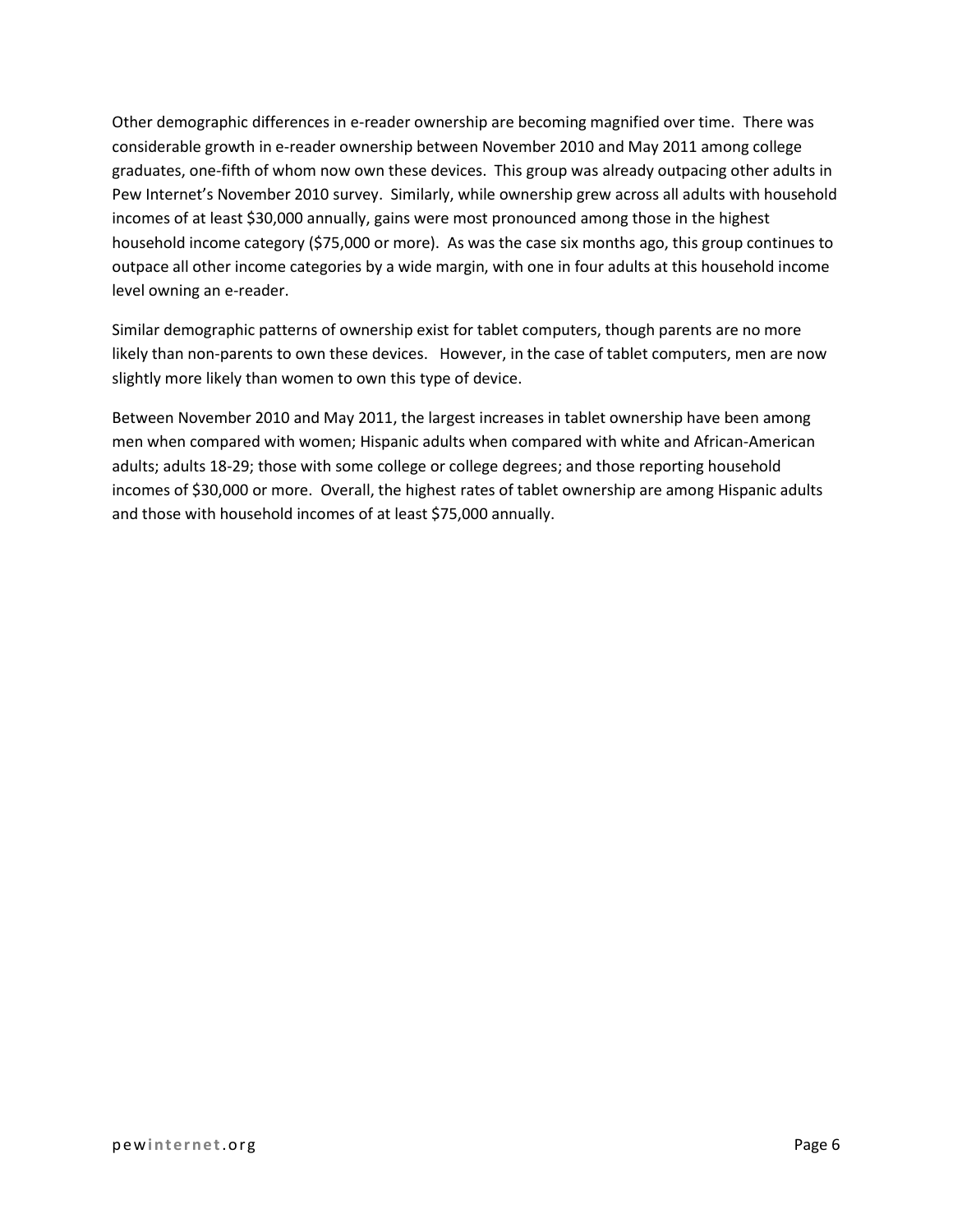Other demographic differences in e-reader ownership are becoming magnified over time. There was considerable growth in e-reader ownership between November 2010 and May 2011 among college graduates, one-fifth of whom now own these devices. This group was already outpacing other adults in Pew Internet's November 2010 survey. Similarly, while ownership grew across all adults with household incomes of at least $30,000 annually, gains were most pronounced among those in the highest household income category ($75,000 or more). As was the case six months ago, this group continues to outpace all other income categories by a wide margin, with one in four adults at this household income level owning an e-reader.

Similar demographic patterns of ownership exist for tablet computers, though parents are no more likely than non-parents to own these devices. However, in the case of tablet computers, men are now slightly more likely than women to own this type of device.

Between November 2010 and May 2011, the largest increases in tablet ownership have been among men when compared with women; Hispanic adults when compared with white and African-American adults; adults 18-29; those with some college or college degrees; and those reporting household incomes of $30,000 or more. Overall, the highest rates of tablet ownership are among Hispanic adults and those with household incomes of at least $75,000 annually.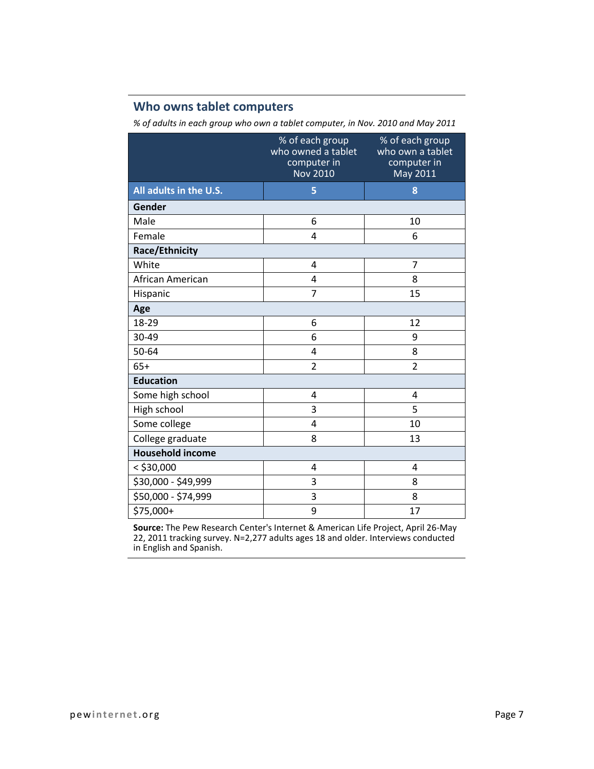## Who owns tablet computers

*% of adults in each group who own a tablet computer, in Nov. 2010 and May 2011*

| | % of each group who owned a tablet computer in Nov 2010 | % of each group who own a tablet computer in May 2011 |
|---|---|---|
| **All adults in the U.S.** | **5** | **8** |
| **Gender** | | |
| Male | 6 | 10 |
| Female | 4 | 6 |
| **Race/Ethnicity** | | |
| White | 4 | 7 |
| African American | 4 | 8 |
| Hispanic | 7 | 15 |
| **Age** | | |
| 18-29 | 6 | 12 |
| 30-49 | 6 | 9 |
| 50-64 | 4 | 8 |
| 65+ | 2 | 2 |
| **Education** | | |
| Some high school | 4 | 4 |
| High school | 3 | 5 |
| Some college | 4 | 10 |
| College graduate | 8 | 13 |
| **Household income** | | |
| < $30,000 | 4 | 4 |
| $30,000 - $49,999 | 3 | 8 |
| $50,000 - $74,999 | 3 | 8 |
| $75,000+ | 9 | 17 |

**Source:** The Pew Research Center's Internet & American Life Project, April 26-May 22, 2011 tracking survey. N=2,277 adults ages 18 and older. Interviews conducted in English and Spanish.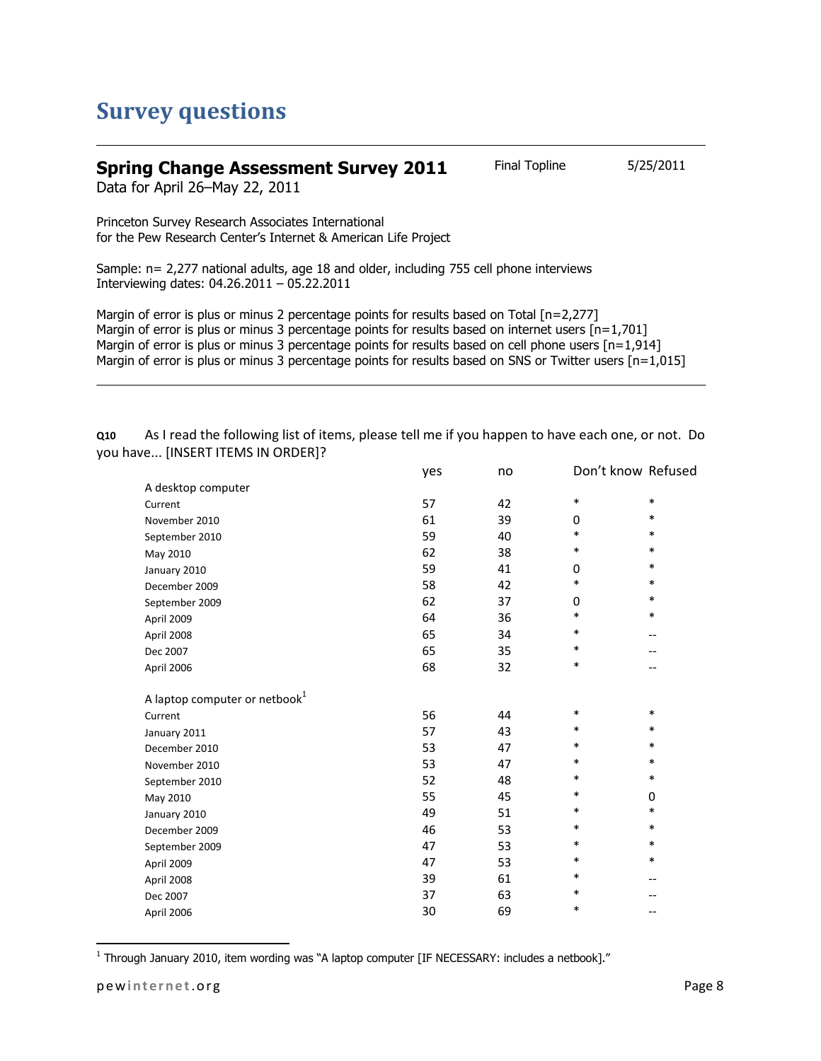# Survey questions

## Spring Change Assessment Survey 2011

Final Topline 5/25/2011

Data for April 26–May 22, 2011

Princeton Survey Research Associates International
for the Pew Research Center's Internet & American Life Project

Sample: n= 2,277 national adults, age 18 and older, including 755 cell phone interviews
Interviewing dates: 04.26.2011 – 05.22.2011

Margin of error is plus or minus 2 percentage points for results based on Total [n=2,277]
Margin of error is plus or minus 3 percentage points for results based on internet users [n=1,701]
Margin of error is plus or minus 3 percentage points for results based on cell phone users [n=1,914]
Margin of error is plus or minus 3 percentage points for results based on SNS or Twitter users [n=1,015]

**Q10** As I read the following list of items, please tell me if you happen to have each one, or not. Do you have... [INSERT ITEMS IN ORDER]?

| | yes | no | Don't know | Refused |
|---|---|---|---|---|
| **A desktop computer** | | | | |
| Current | 57 | 42 | * | * |
| November 2010 | 61 | 39 | 0 | * |
| September 2010 | 59 | 40 | * | * |
| May 2010 | 62 | 38 | * | * |
| January 2010 | 59 | 41 | 0 | * |
| December 2009 | 58 | 42 | * | * |
| September 2009 | 62 | 37 | 0 | * |
| April 2009 | 64 | 36 | * | * |
| April 2008 | 65 | 34 | * | -- |
| Dec 2007 | 65 | 35 | * | -- |
| April 2006 | 68 | 32 | * | -- |
| **A laptop computer or netbook[1]** | | | | |
| Current | 56 | 44 | * | * |
| January 2011 | 57 | 43 | * | * |
| December 2010 | 53 | 47 | * | * |
| November 2010 | 53 | 47 | * | * |
| September 2010 | 52 | 48 | * | * |
| May 2010 | 55 | 45 | * | 0 |
| January 2010 | 49 | 51 | * | * |
| December 2009 | 46 | 53 | * | * |
| September 2009 | 47 | 53 | * | * |
| April 2009 | 47 | 53 | * | * |
| April 2008 | 39 | 61 | * | -- |
| Dec 2007 | 37 | 63 | * | -- |
| April 2006 | 30 | 69 | * | -- |

[1] Through January 2010, item wording was "A laptop computer [IF NECESSARY: includes a netbook]."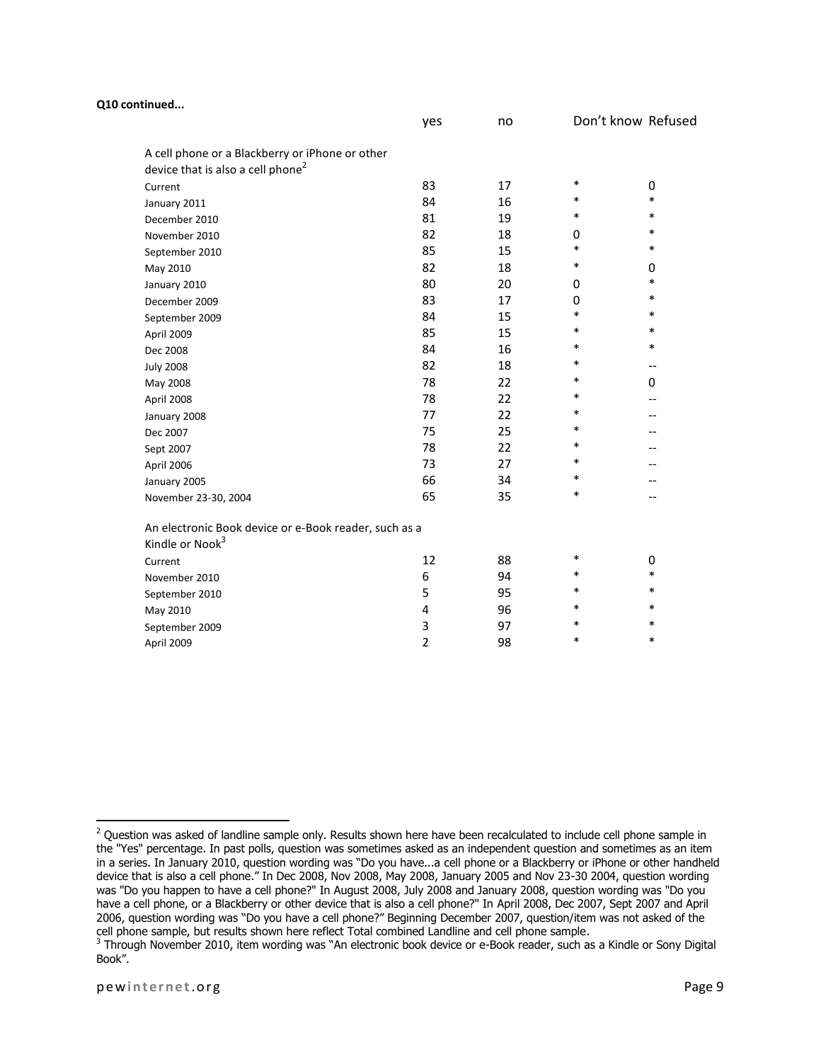**Q10 continued...**

| | yes | no | Don't know | Refused |
|---|---|---|---|---|
| A cell phone or a Blackberry or iPhone or other device that is also a cell phone[2] | | | | |
| Current | 83 | 17 | * | 0 |
| January 2011 | 84 | 16 | * | * |
| December 2010 | 81 | 19 | * | * |
| November 2010 | 82 | 18 | 0 | * |
| September 2010 | 85 | 15 | * | * |
| May 2010 | 82 | 18 | * | 0 |
| January 2010 | 80 | 20 | 0 | * |
| December 2009 | 83 | 17 | 0 | * |
| September 2009 | 84 | 15 | * | * |
| April 2009 | 85 | 15 | * | * |
| Dec 2008 | 84 | 16 | * | * |
| July 2008 | 82 | 18 | * | -- |
| May 2008 | 78 | 22 | * | 0 |
| April 2008 | 78 | 22 | * | -- |
| January 2008 | 77 | 22 | * | -- |
| Dec 2007 | 75 | 25 | * | -- |
| Sept 2007 | 78 | 22 | * | -- |
| April 2006 | 73 | 27 | * | -- |
| January 2005 | 66 | 34 | * | -- |
| November 23-30, 2004 | 65 | 35 | * | -- |
| An electronic Book device or e-Book reader, such as a Kindle or Nook[3] | | | | |
| Current | 12 | 88 | * | 0 |
| November 2010 | 6 | 94 | * | * |
| September 2010 | 5 | 95 | * | * |
| May 2010 | 4 | 96 | * | * |
| September 2009 | 3 | 97 | * | * |
| April 2009 | 2 | 98 | * | * |

[2] Question was asked of landline sample only. Results shown here have been recalculated to include cell phone sample in the "Yes" percentage. In past polls, question was sometimes asked as an independent question and sometimes as an item in a series. In January 2010, question wording was "Do you have...a cell phone or a Blackberry or iPhone or other handheld device that is also a cell phone." In Dec 2008, Nov 2008, May 2008, January 2005 and Nov 23-30 2004, question wording was "Do you happen to have a cell phone?" In August 2008, July 2008 and January 2008, question wording was "Do you have a cell phone, or a Blackberry or other device that is also a cell phone?" In April 2008, Dec 2007, Sept 2007 and April 2006, question wording was "Do you have a cell phone?" Beginning December 2007, question/item was not asked of the cell phone sample, but results shown here reflect Total combined Landline and cell phone sample.

[3] Through November 2010, item wording was "An electronic book device or e-Book reader, such as a Kindle or Sony Digital Book".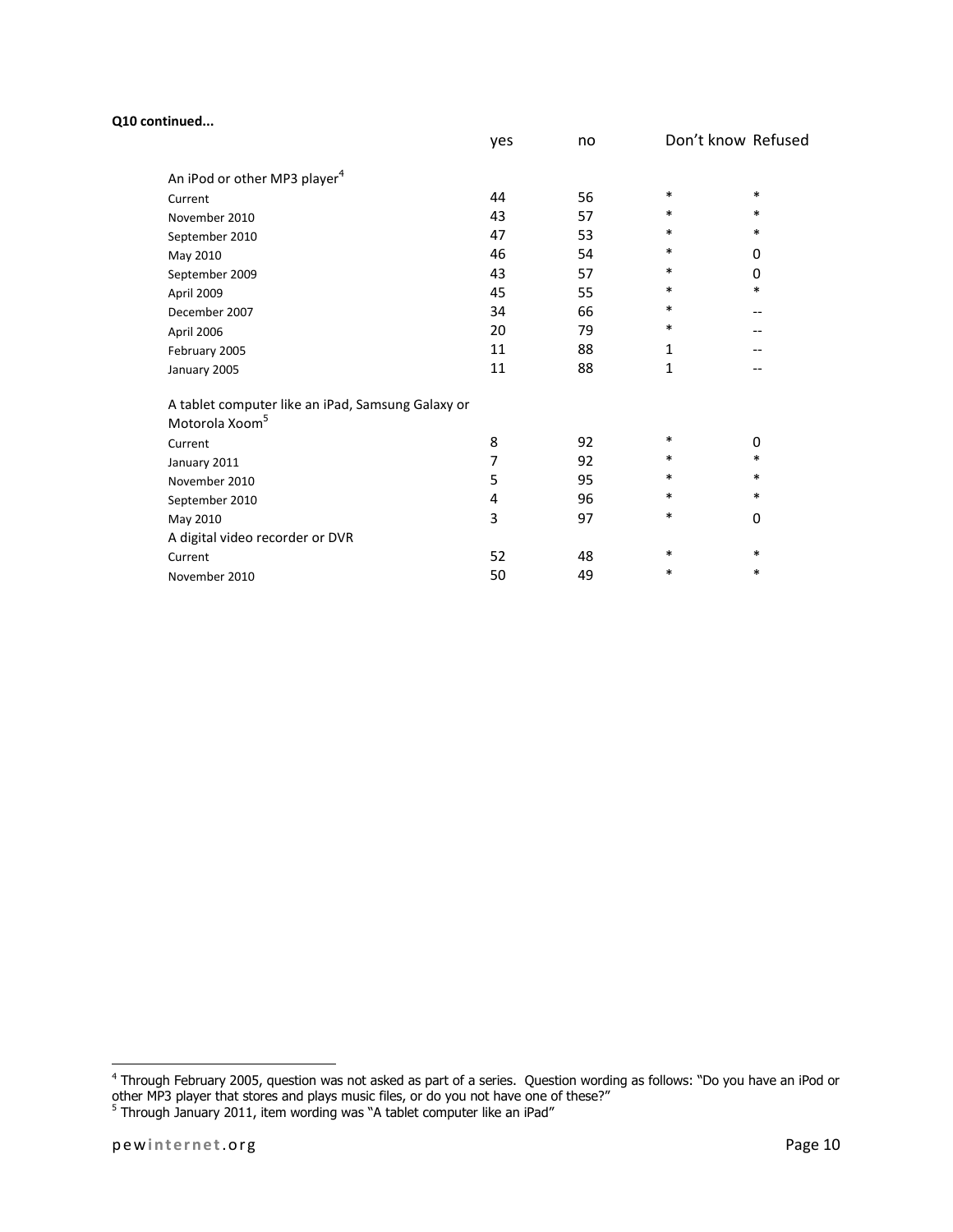**Q10 continued...**

| | yes | no | Don't know | Refused |
|---|---|---|---|---|
| An iPod or other MP3 player[4] | | | | |
| Current | 44 | 56 | * | * |
| November 2010 | 43 | 57 | * | * |
| September 2010 | 47 | 53 | * | * |
| May 2010 | 46 | 54 | * | 0 |
| September 2009 | 43 | 57 | * | 0 |
| April 2009 | 45 | 55 | * | * |
| December 2007 | 34 | 66 | * | -- |
| April 2006 | 20 | 79 | * | -- |
| February 2005 | 11 | 88 | 1 | -- |
| January 2005 | 11 | 88 | 1 | -- |
| A tablet computer like an iPad, Samsung Galaxy or Motorola Xoom[5] | | | | |
| Current | 8 | 92 | * | 0 |
| January 2011 | 7 | 92 | * | * |
| November 2010 | 5 | 95 | * | * |
| September 2010 | 4 | 96 | * | * |
| May 2010 | 3 | 97 | * | 0 |
| A digital video recorder or DVR | | | | |
| Current | 52 | 48 | * | * |
| November 2010 | 50 | 49 | * | * |

[4] Through February 2005, question was not asked as part of a series. Question wording as follows: "Do you have an iPod or other MP3 player that stores and plays music files, or do you not have one of these?"

[5] Through January 2011, item wording was "A tablet computer like an iPad"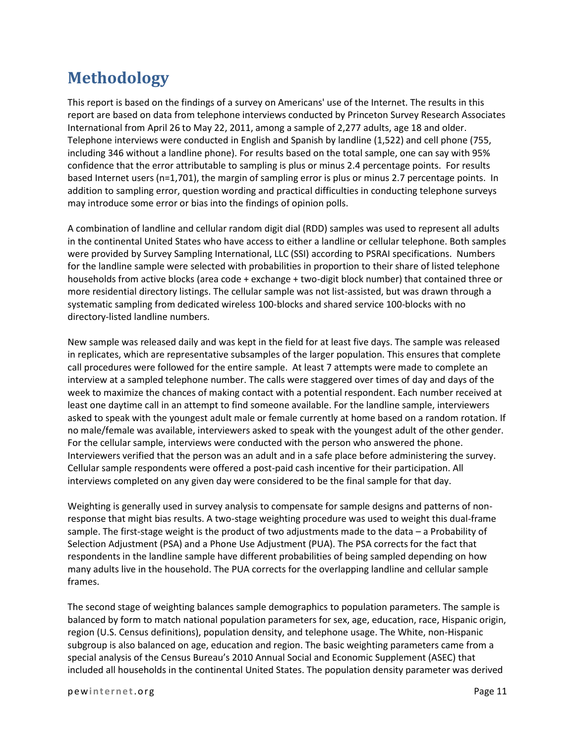# Methodology

This report is based on the findings of a survey on Americans' use of the Internet. The results in this report are based on data from telephone interviews conducted by Princeton Survey Research Associates International from April 26 to May 22, 2011, among a sample of 2,277 adults, age 18 and older. Telephone interviews were conducted in English and Spanish by landline (1,522) and cell phone (755, including 346 without a landline phone). For results based on the total sample, one can say with 95% confidence that the error attributable to sampling is plus or minus 2.4 percentage points. For results based Internet users (n=1,701), the margin of sampling error is plus or minus 2.7 percentage points. In addition to sampling error, question wording and practical difficulties in conducting telephone surveys may introduce some error or bias into the findings of opinion polls.

A combination of landline and cellular random digit dial (RDD) samples was used to represent all adults in the continental United States who have access to either a landline or cellular telephone. Both samples were provided by Survey Sampling International, LLC (SSI) according to PSRAI specifications. Numbers for the landline sample were selected with probabilities in proportion to their share of listed telephone households from active blocks (area code + exchange + two-digit block number) that contained three or more residential directory listings. The cellular sample was not list-assisted, but was drawn through a systematic sampling from dedicated wireless 100-blocks and shared service 100-blocks with no directory-listed landline numbers.

New sample was released daily and was kept in the field for at least five days. The sample was released in replicates, which are representative subsamples of the larger population. This ensures that complete call procedures were followed for the entire sample. At least 7 attempts were made to complete an interview at a sampled telephone number. The calls were staggered over times of day and days of the week to maximize the chances of making contact with a potential respondent. Each number received at least one daytime call in an attempt to find someone available. For the landline sample, interviewers asked to speak with the youngest adult male or female currently at home based on a random rotation. If no male/female was available, interviewers asked to speak with the youngest adult of the other gender. For the cellular sample, interviews were conducted with the person who answered the phone. Interviewers verified that the person was an adult and in a safe place before administering the survey. Cellular sample respondents were offered a post-paid cash incentive for their participation. All interviews completed on any given day were considered to be the final sample for that day.

Weighting is generally used in survey analysis to compensate for sample designs and patterns of non-response that might bias results. A two-stage weighting procedure was used to weight this dual-frame sample. The first-stage weight is the product of two adjustments made to the data – a Probability of Selection Adjustment (PSA) and a Phone Use Adjustment (PUA). The PSA corrects for the fact that respondents in the landline sample have different probabilities of being sampled depending on how many adults live in the household. The PUA corrects for the overlapping landline and cellular sample frames.

The second stage of weighting balances sample demographics to population parameters. The sample is balanced by form to match national population parameters for sex, age, education, race, Hispanic origin, region (U.S. Census definitions), population density, and telephone usage. The White, non-Hispanic subgroup is also balanced on age, education and region. The basic weighting parameters came from a special analysis of the Census Bureau's 2010 Annual Social and Economic Supplement (ASEC) that included all households in the continental United States. The population density parameter was derived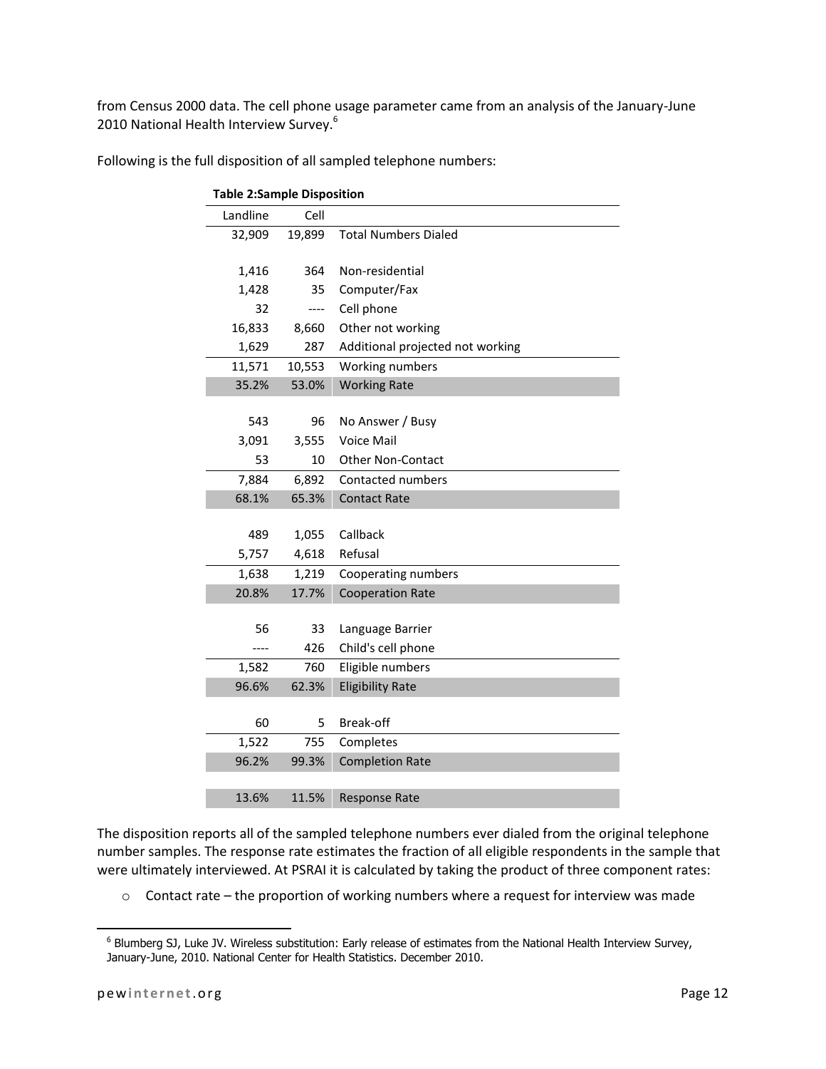from Census 2000 data. The cell phone usage parameter came from an analysis of the January-June 2010 National Health Interview Survey.[6]

Following is the full disposition of all sampled telephone numbers:

**Table 2:Sample Disposition**

| Landline | Cell | |
|---|---|---|
| 32,909 | 19,899 | Total Numbers Dialed |
| | | |
| 1,416 | 364 | Non-residential |
| 1,428 | 35 | Computer/Fax |
| 32 | ---- | Cell phone |
| 16,833 | 8,660 | Other not working |
| 1,629 | 287 | Additional projected not working |
| 11,571 | 10,553 | Working numbers |
| 35.2% | 53.0% | Working Rate |
| | | |
| 543 | 96 | No Answer / Busy |
| 3,091 | 3,555 | Voice Mail |
| 53 | 10 | Other Non-Contact |
| 7,884 | 6,892 | Contacted numbers |
| 68.1% | 65.3% | Contact Rate |
| | | |
| 489 | 1,055 | Callback |
| 5,757 | 4,618 | Refusal |
| 1,638 | 1,219 | Cooperating numbers |
| 20.8% | 17.7% | Cooperation Rate |
| | | |
| 56 | 33 | Language Barrier |
| ---- | 426 | Child's cell phone |
| 1,582 | 760 | Eligible numbers |
| 96.6% | 62.3% | Eligibility Rate |
| | | |
| 60 | 5 | Break-off |
| 1,522 | 755 | Completes |
| 96.2% | 99.3% | Completion Rate |
| | | |
| 13.6% | 11.5% | Response Rate |

The disposition reports all of the sampled telephone numbers ever dialed from the original telephone number samples. The response rate estimates the fraction of all eligible respondents in the sample that were ultimately interviewed. At PSRAI it is calculated by taking the product of three component rates:

- Contact rate – the proportion of working numbers where a request for interview was made

[6] Blumberg SJ, Luke JV. Wireless substitution: Early release of estimates from the National Health Interview Survey, January-June, 2010. National Center for Health Statistics. December 2010.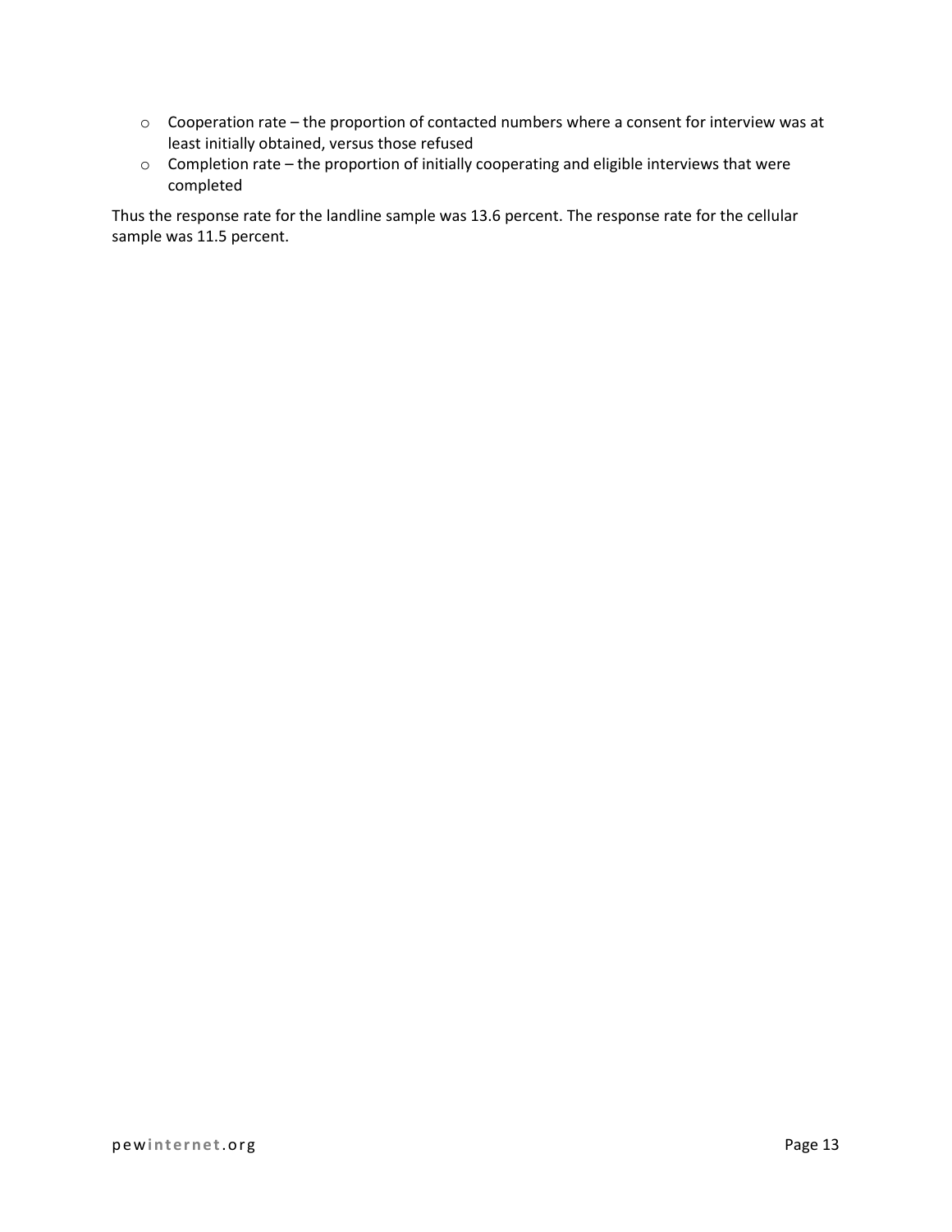- Cooperation rate – the proportion of contacted numbers where a consent for interview was at least initially obtained, versus those refused
- Completion rate – the proportion of initially cooperating and eligible interviews that were completed

Thus the response rate for the landline sample was 13.6 percent. The response rate for the cellular sample was 11.5 percent.